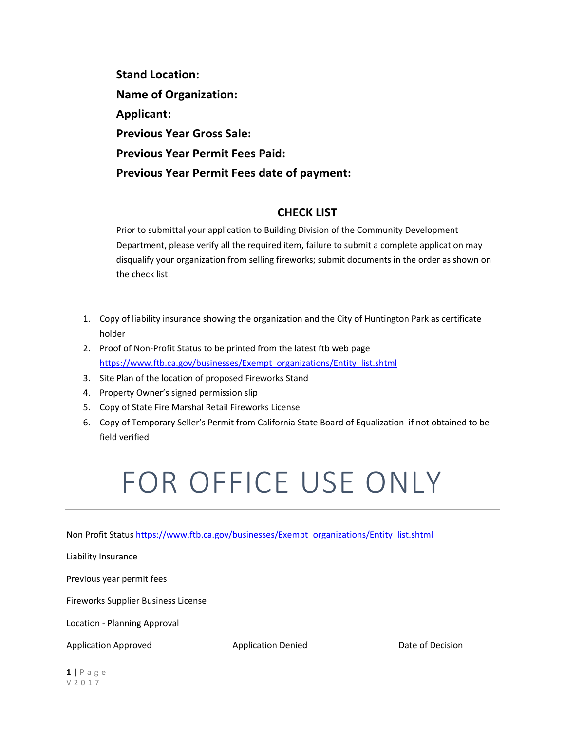**Stand Location:**

**Name of Organization:**

**Applicant:**

**Previous Year Gross Sale:**

**Previous Year Permit Fees Paid:**

**Previous Year Permit Fees date of payment:**

## CHECK LIST

Prior to submittal your application to Building Division of the Community Development Department, please verify all the required item, failure to submit a complete application may disqualify your organization from selling fireworks; submit documents in the order as shown on the check list.

1. Copy of liability insurance showing the organization and the City of Huntington Park as certificate holder
2. Proof of Non-Profit Status to be printed from the latest ftb web page https://www.ftb.ca.gov/businesses/Exempt_organizations/Entity_list.shtml
3. Site Plan of the location of proposed Fireworks Stand
4. Property Owner's signed permission slip
5. Copy of State Fire Marshal Retail Fireworks License
6. Copy of Temporary Seller's Permit from California State Board of Equalization if not obtained to be field verified

---

# FOR OFFICE USE ONLY

---

Non Profit Status https://www.ftb.ca.gov/businesses/Exempt_organizations/Entity_list.shtml

Liability Insurance

Previous year permit fees

Fireworks Supplier Business License

Location - Planning Approval

Application Approved     Application Denied     Date of Decision

V 2017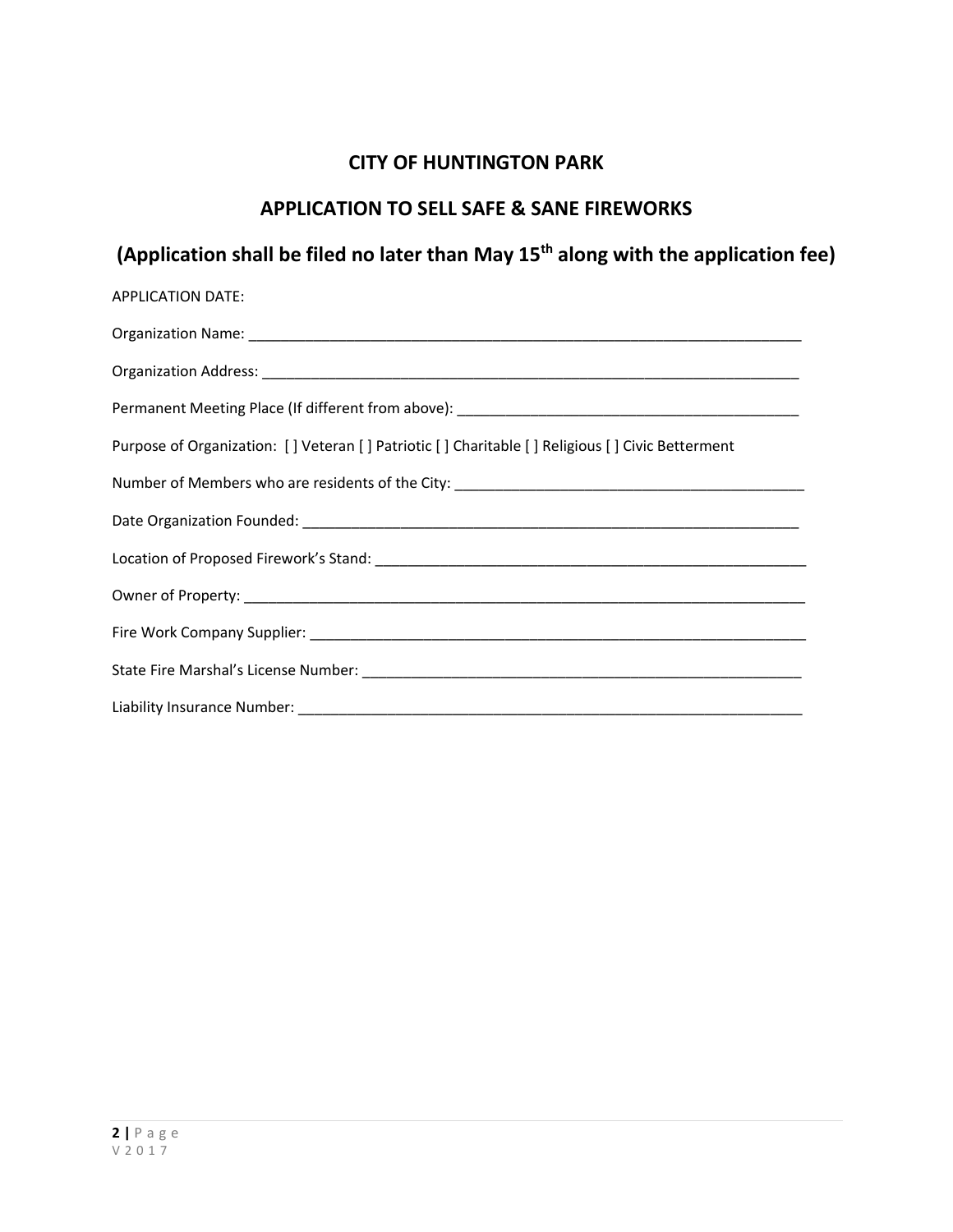## CITY OF HUNTINGTON PARK

## APPLICATION TO SELL SAFE & SANE FIREWORKS

## (Application shall be filed no later than May 15th along with the application fee)

APPLICATION DATE:

Organization Name: ____________________________________________________________________

Organization Address: __________________________________________________________________

Permanent Meeting Place (If different from above): ___________________________________________

Purpose of Organization: [ ] Veteran [ ] Patriotic [ ] Charitable [ ] Religious [ ] Civic Betterment

Number of Members who are residents of the City: ___________________________________________

Date Organization Founded: ______________________________________________________________

Location of Proposed Firework's Stand: _____________________________________________________

Owner of Property: _____________________________________________________________________

Fire Work Company Supplier: _____________________________________________________________

State Fire Marshal's License Number: ______________________________________________________

Liability Insurance Number: ______________________________________________________________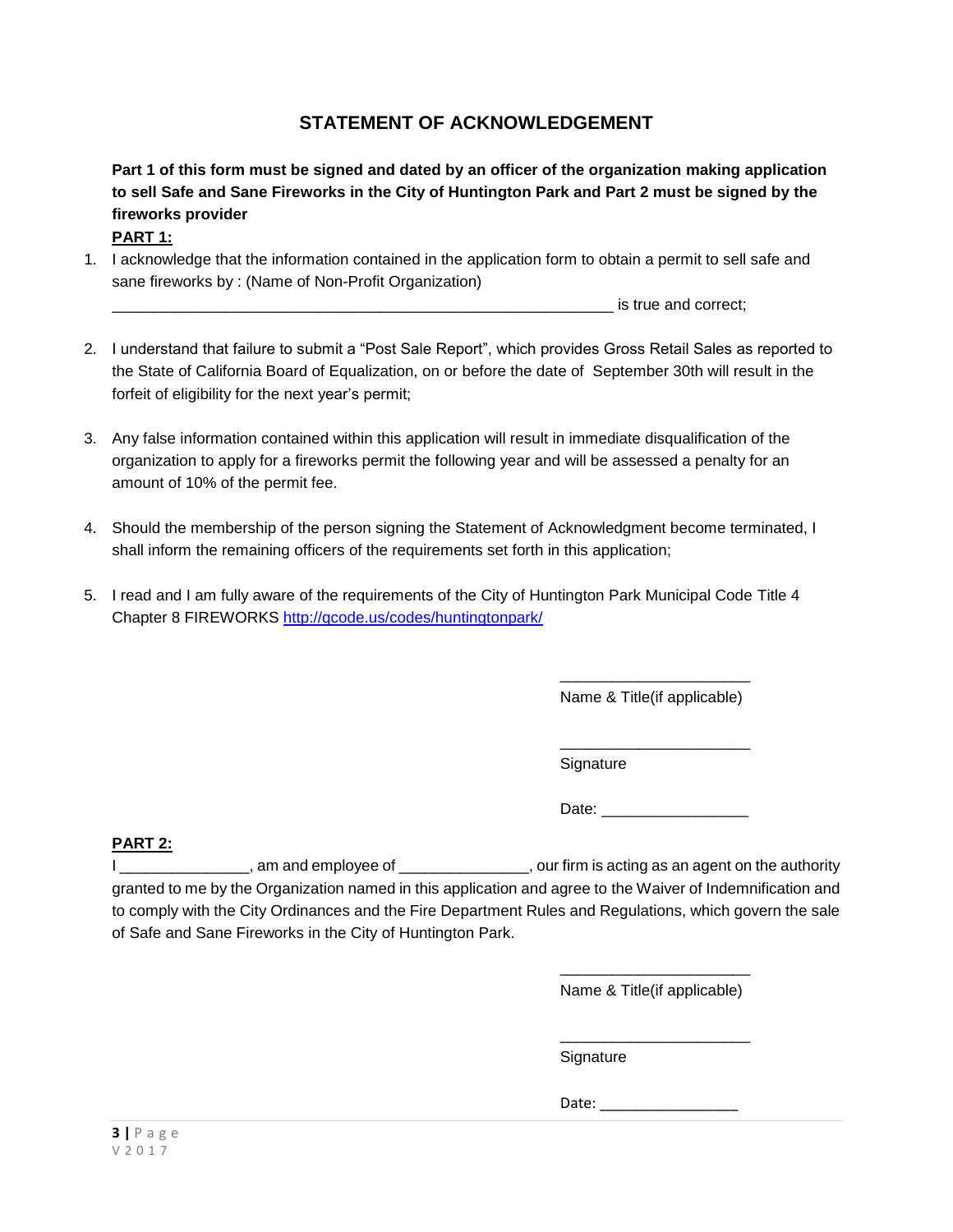## STATEMENT OF ACKNOWLEDGEMENT

**Part 1 of this form must be signed and dated by an officer of the organization making application to sell Safe and Sane Fireworks in the City of Huntington Park and Part 2 must be signed by the fireworks provider**

**PART 1:**

1. I acknowledge that the information contained in the application form to obtain a permit to sell safe and sane fireworks by : (Name of Non-Profit Organization) ____________________________________________________________ is true and correct;

2. I understand that failure to submit a "Post Sale Report", which provides Gross Retail Sales as reported to the State of California Board of Equalization, on or before the date of September 30th will result in the forfeit of eligibility for the next year's permit;

3. Any false information contained within this application will result in immediate disqualification of the organization to apply for a fireworks permit the following year and will be assessed a penalty for an amount of 10% of the permit fee.

4. Should the membership of the person signing the Statement of Acknowledgment become terminated, I shall inform the remaining officers of the requirements set forth in this application;

5. I read and I am fully aware of the requirements of the City of Huntington Park Municipal Code Title 4 Chapter 8 FIREWORKS http://qcode.us/codes/huntingtonpark/

______________________
Name & Title(if applicable)

______________________
Signature

Date: _________________

**PART 2:**

I _______________, am and employee of _______________, our firm is acting as an agent on the authority granted to me by the Organization named in this application and agree to the Waiver of Indemnification and to comply with the City Ordinances and the Fire Department Rules and Regulations, which govern the sale of Safe and Sane Fireworks in the City of Huntington Park.

______________________
Name & Title(if applicable)

______________________
Signature

Date: _________________